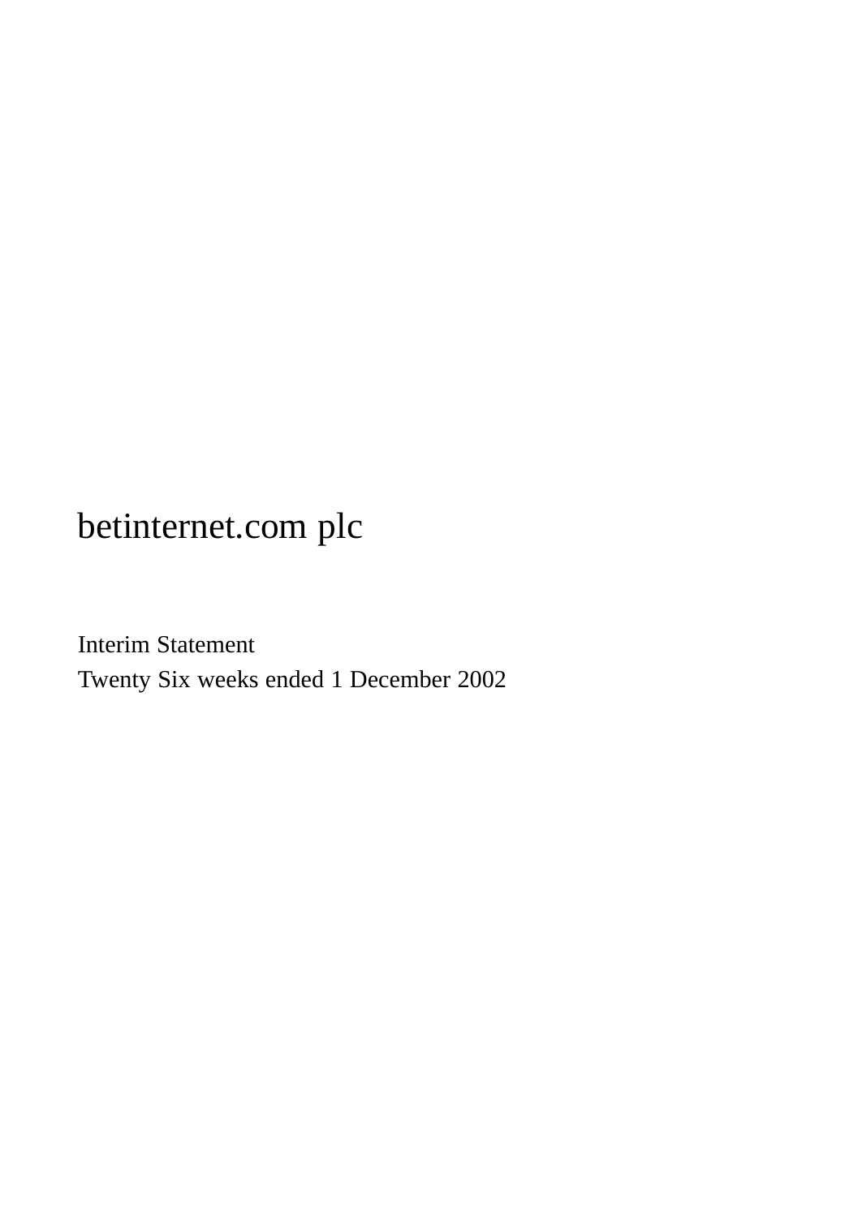# betinternet.com plc

Interim Statement

Twenty Six weeks ended 1 December 2002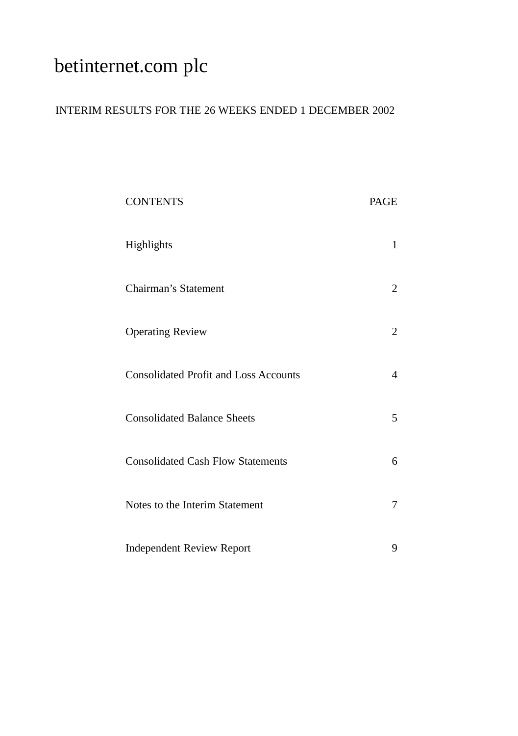# betinternet.com plc

INTERIM RESULTS FOR THE 26 WEEKS ENDED 1 DECEMBER 2002

| CONTENTS | PAGE |
|---|---|
| Highlights | 1 |
| Chairman's Statement | 2 |
| Operating Review | 2 |
| Consolidated Profit and Loss Accounts | 4 |
| Consolidated Balance Sheets | 5 |
| Consolidated Cash Flow Statements | 6 |
| Notes to the Interim Statement | 7 |
| Independent Review Report | 9 |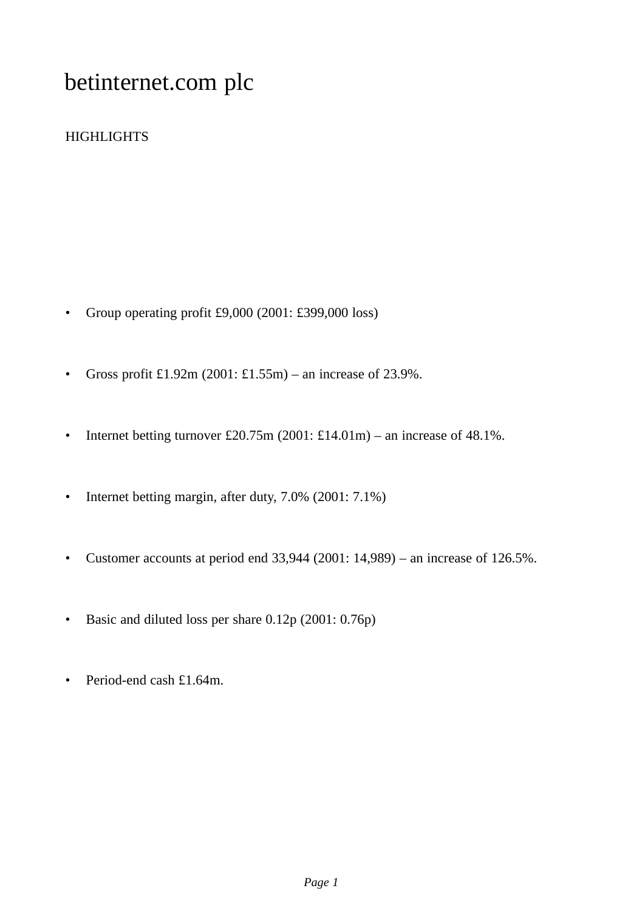# betinternet.com plc

## HIGHLIGHTS

- Group operating profit £9,000 (2001: £399,000 loss)
- Gross profit £1.92m (2001: £1.55m) – an increase of 23.9%.
- Internet betting turnover £20.75m (2001: £14.01m) – an increase of 48.1%.
- Internet betting margin, after duty, 7.0% (2001: 7.1%)
- Customer accounts at period end 33,944 (2001: 14,989) – an increase of 126.5%.
- Basic and diluted loss per share 0.12p (2001: 0.76p)
- Period-end cash £1.64m.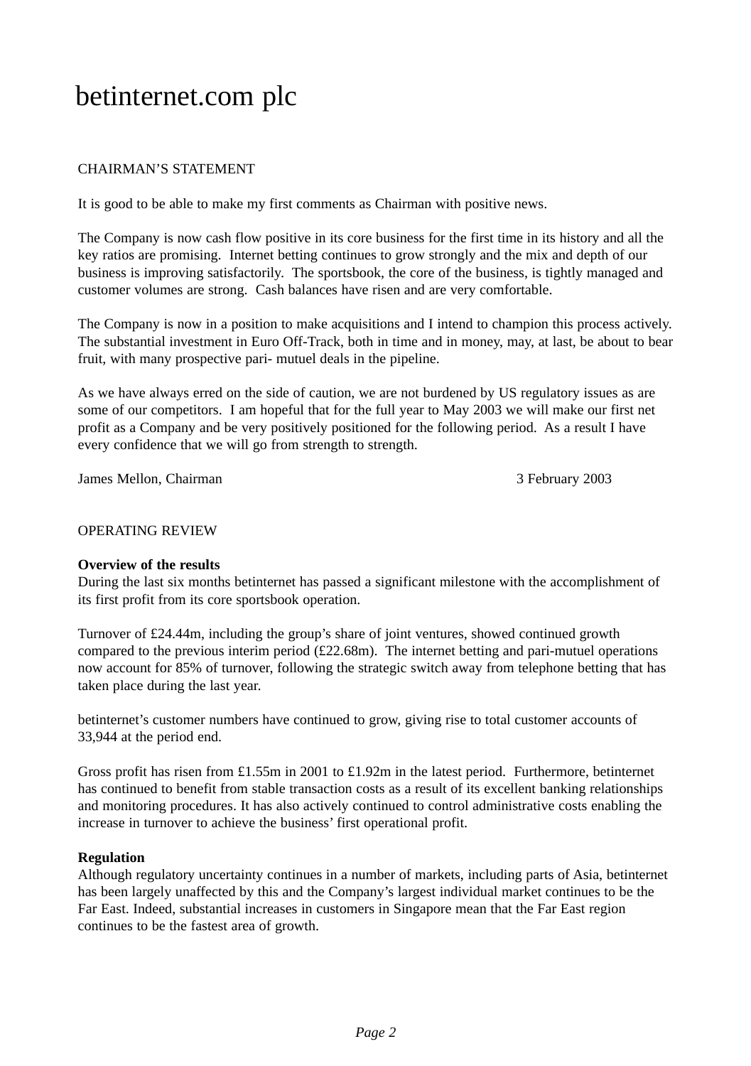# betinternet.com plc

## CHAIRMAN'S STATEMENT

It is good to be able to make my first comments as Chairman with positive news.

The Company is now cash flow positive in its core business for the first time in its history and all the key ratios are promising. Internet betting continues to grow strongly and the mix and depth of our business is improving satisfactorily. The sportsbook, the core of the business, is tightly managed and customer volumes are strong. Cash balances have risen and are very comfortable.

The Company is now in a position to make acquisitions and I intend to champion this process actively. The substantial investment in Euro Off-Track, both in time and in money, may, at last, be about to bear fruit, with many prospective pari- mutuel deals in the pipeline.

As we have always erred on the side of caution, we are not burdened by US regulatory issues as are some of our competitors. I am hopeful that for the full year to May 2003 we will make our first net profit as a Company and be very positively positioned for the following period. As a result I have every confidence that we will go from strength to strength.

James Mellon, Chairman 3 February 2003

## OPERATING REVIEW

**Overview of the results**

During the last six months betinternet has passed a significant milestone with the accomplishment of its first profit from its core sportsbook operation.

Turnover of £24.44m, including the group's share of joint ventures, showed continued growth compared to the previous interim period (£22.68m). The internet betting and pari-mutuel operations now account for 85% of turnover, following the strategic switch away from telephone betting that has taken place during the last year.

betinternet's customer numbers have continued to grow, giving rise to total customer accounts of 33,944 at the period end.

Gross profit has risen from £1.55m in 2001 to £1.92m in the latest period. Furthermore, betinternet has continued to benefit from stable transaction costs as a result of its excellent banking relationships and monitoring procedures. It has also actively continued to control administrative costs enabling the increase in turnover to achieve the business' first operational profit.

**Regulation**

Although regulatory uncertainty continues in a number of markets, including parts of Asia, betinternet has been largely unaffected by this and the Company's largest individual market continues to be the Far East. Indeed, substantial increases in customers in Singapore mean that the Far East region continues to be the fastest area of growth.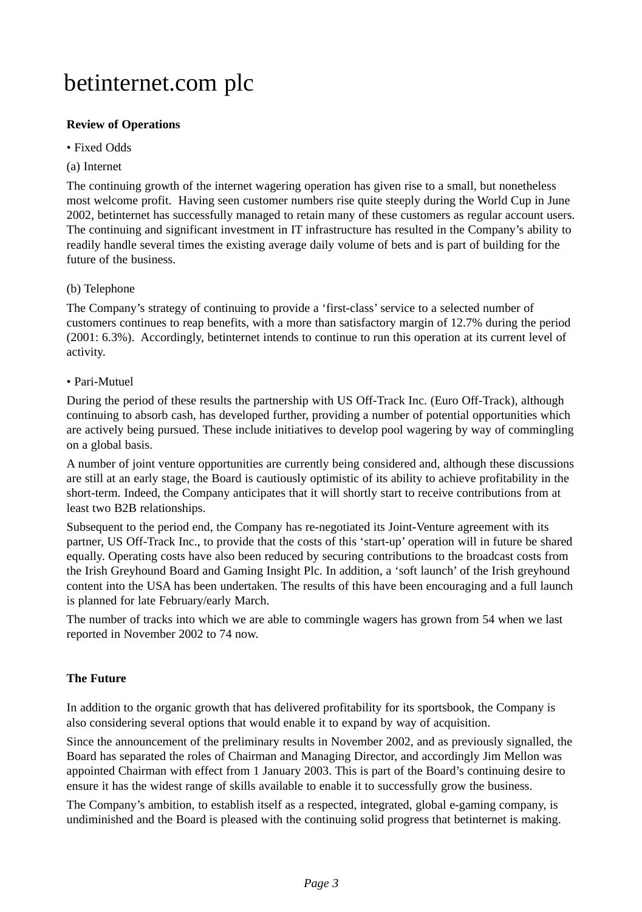# betinternet.com plc

**Review of Operations**

• Fixed Odds

(a) Internet

The continuing growth of the internet wagering operation has given rise to a small, but nonetheless most welcome profit. Having seen customer numbers rise quite steeply during the World Cup in June 2002, betinternet has successfully managed to retain many of these customers as regular account users. The continuing and significant investment in IT infrastructure has resulted in the Company's ability to readily handle several times the existing average daily volume of bets and is part of building for the future of the business.

(b) Telephone

The Company's strategy of continuing to provide a 'first-class' service to a selected number of customers continues to reap benefits, with a more than satisfactory margin of 12.7% during the period (2001: 6.3%). Accordingly, betinternet intends to continue to run this operation at its current level of activity.

• Pari-Mutuel

During the period of these results the partnership with US Off-Track Inc. (Euro Off-Track), although continuing to absorb cash, has developed further, providing a number of potential opportunities which are actively being pursued. These include initiatives to develop pool wagering by way of commingling on a global basis.

A number of joint venture opportunities are currently being considered and, although these discussions are still at an early stage, the Board is cautiously optimistic of its ability to achieve profitability in the short-term. Indeed, the Company anticipates that it will shortly start to receive contributions from at least two B2B relationships.

Subsequent to the period end, the Company has re-negotiated its Joint-Venture agreement with its partner, US Off-Track Inc., to provide that the costs of this 'start-up' operation will in future be shared equally. Operating costs have also been reduced by securing contributions to the broadcast costs from the Irish Greyhound Board and Gaming Insight Plc. In addition, a 'soft launch' of the Irish greyhound content into the USA has been undertaken. The results of this have been encouraging and a full launch is planned for late February/early March.

The number of tracks into which we are able to commingle wagers has grown from 54 when we last reported in November 2002 to 74 now.

**The Future**

In addition to the organic growth that has delivered profitability for its sportsbook, the Company is also considering several options that would enable it to expand by way of acquisition.

Since the announcement of the preliminary results in November 2002, and as previously signalled, the Board has separated the roles of Chairman and Managing Director, and accordingly Jim Mellon was appointed Chairman with effect from 1 January 2003. This is part of the Board's continuing desire to ensure it has the widest range of skills available to enable it to successfully grow the business.

The Company's ambition, to establish itself as a respected, integrated, global e-gaming company, is undiminished and the Board is pleased with the continuing solid progress that betinternet is making.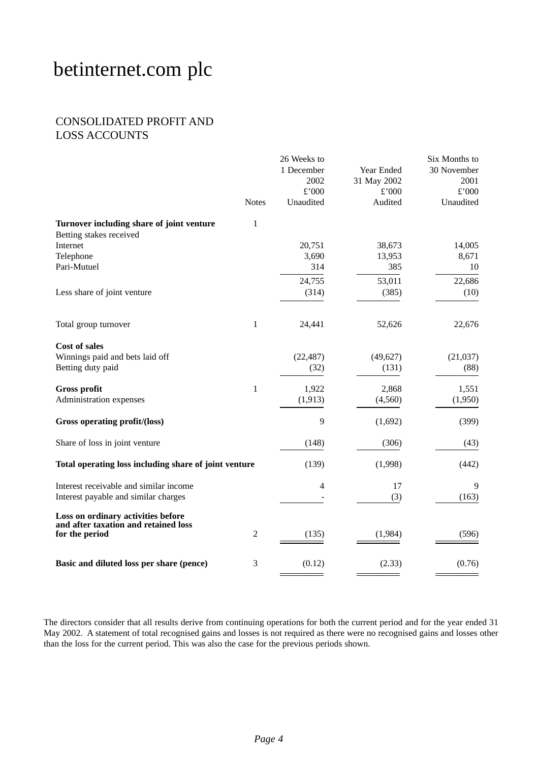# betinternet.com plc

## CONSOLIDATED PROFIT AND LOSS ACCOUNTS

| | Notes | 26 Weeks to 1 December 2002 £'000 Unaudited | Year Ended 31 May 2002 £'000 Audited | Six Months to 30 November 2001 £'000 Unaudited |
|---|---|---|---|---|
| **Turnover including share of joint venture** | 1 | | | |
| Betting stakes received | | | | |
| Internet | | 20,751 | 38,673 | 14,005 |
| Telephone | | 3,690 | 13,953 | 8,671 |
| Pari-Mutuel | | 314 | 385 | 10 |
| | | 24,755 | 53,011 | 22,686 |
| Less share of joint venture | | (314) | (385) | (10) |
| Total group turnover | 1 | 24,441 | 52,626 | 22,676 |
| **Cost of sales** | | | | |
| Winnings paid and bets laid off | | (22,487) | (49,627) | (21,037) |
| Betting duty paid | | (32) | (131) | (88) |
| **Gross profit** | 1 | 1,922 | 2,868 | 1,551 |
| Administration expenses | | (1,913) | (4,560) | (1,950) |
| **Gross operating profit/(loss)** | | 9 | (1,692) | (399) |
| Share of loss in joint venture | | (148) | (306) | (43) |
| **Total operating loss including share of joint venture** | | (139) | (1,998) | (442) |
| Interest receivable and similar income | | 4 | 17 | 9 |
| Interest payable and similar charges | | - | (3) | (163) |
| **Loss on ordinary activities before and after taxation and retained loss for the period** | 2 | (135) | (1,984) | (596) |
| **Basic and diluted loss per share (pence)** | 3 | (0.12) | (2.33) | (0.76) |

The directors consider that all results derive from continuing operations for both the current period and for the year ended 31 May 2002. A statement of total recognised gains and losses is not required as there were no recognised gains and losses other than the loss for the current period. This was also the case for the previous periods shown.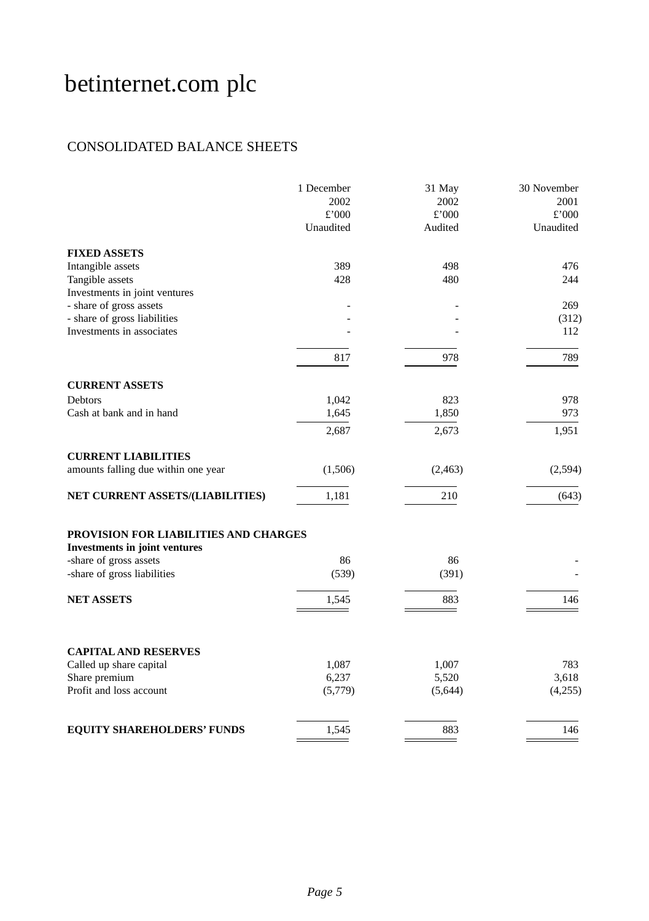# betinternet.com plc

## CONSOLIDATED BALANCE SHEETS

| | 1 December 2002 £'000 Unaudited | 31 May 2002 £'000 Audited | 30 November 2001 £'000 Unaudited |
|---|---|---|---|
| **FIXED ASSETS** | | | |
| Intangible assets | 389 | 498 | 476 |
| Tangible assets | 428 | 480 | 244 |
| Investments in joint ventures | | | |
| - share of gross assets | - | - | 269 |
| - share of gross liabilities | - | - | (312) |
| Investments in associates | - | - | 112 |
| | 817 | 978 | 789 |
| **CURRENT ASSETS** | | | |
| Debtors | 1,042 | 823 | 978 |
| Cash at bank and in hand | 1,645 | 1,850 | 973 |
| | 2,687 | 2,673 | 1,951 |
| **CURRENT LIABILITIES** | | | |
| amounts falling due within one year | (1,506) | (2,463) | (2,594) |
| **NET CURRENT ASSETS/(LIABILITIES)** | 1,181 | 210 | (643) |
| **PROVISION FOR LIABILITIES AND CHARGES** | | | |
| **Investments in joint ventures** | | | |
| -share of gross assets | 86 | 86 | - |
| -share of gross liabilities | (539) | (391) | - |
| **NET ASSETS** | 1,545 | 883 | 146 |
| **CAPITAL AND RESERVES** | | | |
| Called up share capital | 1,087 | 1,007 | 783 |
| Share premium | 6,237 | 5,520 | 3,618 |
| Profit and loss account | (5,779) | (5,644) | (4,255) |
| **EQUITY SHAREHOLDERS' FUNDS** | 1,545 | 883 | 146 |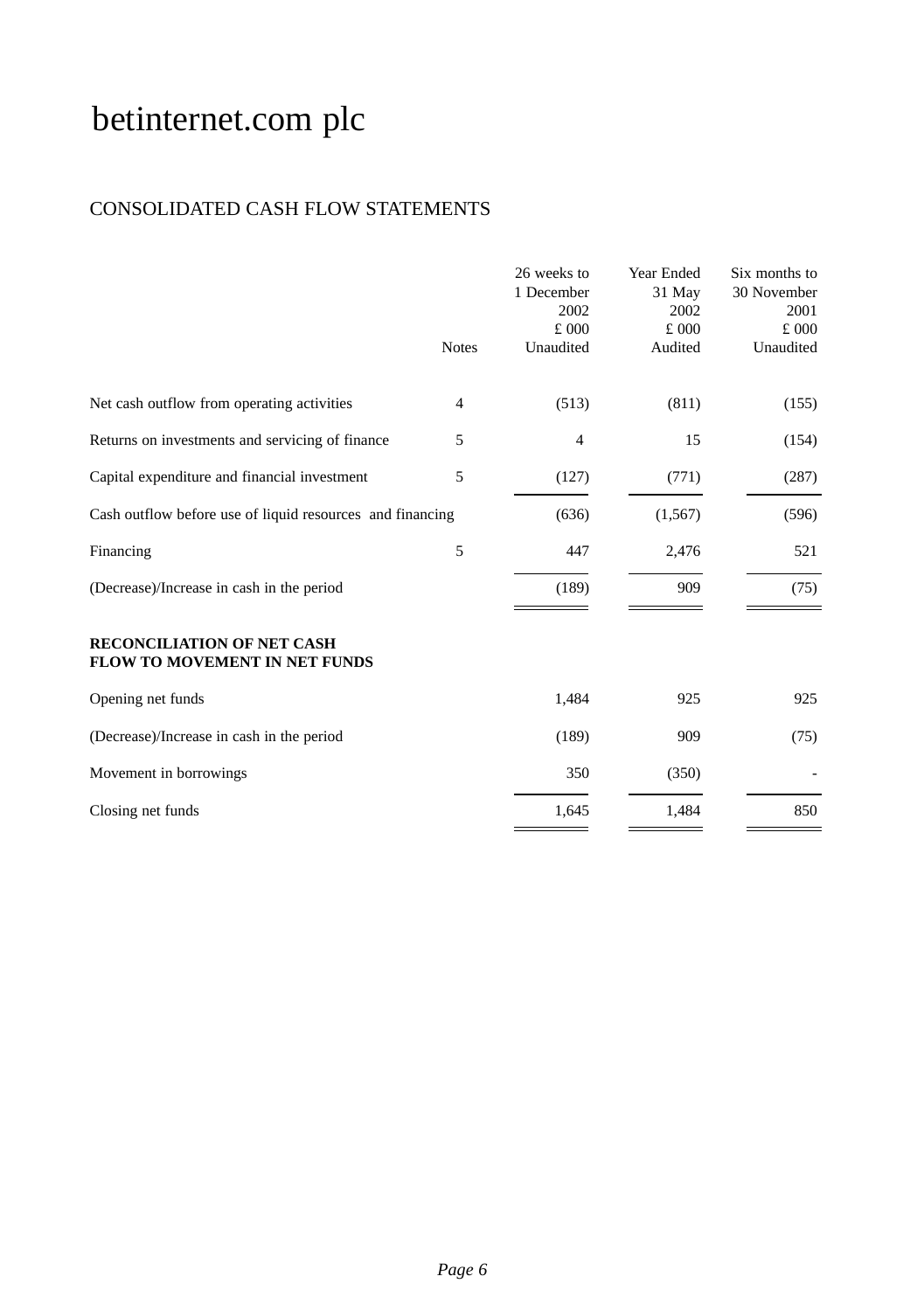# betinternet.com plc

## CONSOLIDATED CASH FLOW STATEMENTS

| | Notes | 26 weeks to 1 December 2002 £ 000 Unaudited | Year Ended 31 May 2002 £ 000 Audited | Six months to 30 November 2001 £ 000 Unaudited |
|---|---|---|---|---|
| Net cash outflow from operating activities | 4 | (513) | (811) | (155) |
| Returns on investments and servicing of finance | 5 | 4 | 15 | (154) |
| Capital expenditure and financial investment | 5 | (127) | (771) | (287) |
| Cash outflow before use of liquid resources and financing | | (636) | (1,567) | (596) |
| Financing | 5 | 447 | 2,476 | 521 |
| (Decrease)/Increase in cash in the period | | (189) | 909 | (75) |

**RECONCILIATION OF NET CASH FLOW TO MOVEMENT IN NET FUNDS**

| | 26 weeks to 1 December 2002 £ 000 Unaudited | Year Ended 31 May 2002 £ 000 Audited | Six months to 30 November 2001 £ 000 Unaudited |
|---|---|---|---|
| Opening net funds | 1,484 | 925 | 925 |
| (Decrease)/Increase in cash in the period | (189) | 909 | (75) |
| Movement in borrowings | 350 | (350) | - |
| Closing net funds | 1,645 | 1,484 | 850 |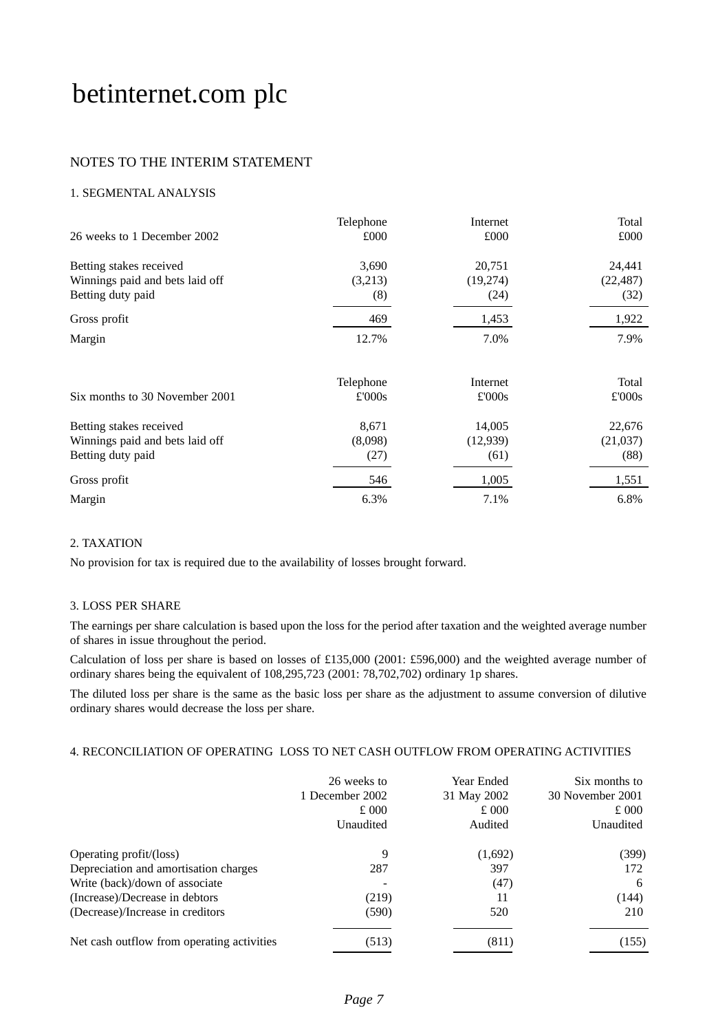# betinternet.com plc

## NOTES TO THE INTERIM STATEMENT

### 1. SEGMENTAL ANALYSIS

| 26 weeks to 1 December 2002 | Telephone £000 | Internet £000 | Total £000 |
|---|---|---|---|
| Betting stakes received | 3,690 | 20,751 | 24,441 |
| Winnings paid and bets laid off | (3,213) | (19,274) | (22,487) |
| Betting duty paid | (8) | (24) | (32) |
| Gross profit | 469 | 1,453 | 1,922 |
| Margin | 12.7% | 7.0% | 7.9% |

| Six months to 30 November 2001 | Telephone £'000s | Internet £'000s | Total £'000s |
|---|---|---|---|
| Betting stakes received | 8,671 | 14,005 | 22,676 |
| Winnings paid and bets laid off | (8,098) | (12,939) | (21,037) |
| Betting duty paid | (27) | (61) | (88) |
| Gross profit | 546 | 1,005 | 1,551 |
| Margin | 6.3% | 7.1% | 6.8% |

### 2. TAXATION

No provision for tax is required due to the availability of losses brought forward.

### 3. LOSS PER SHARE

The earnings per share calculation is based upon the loss for the period after taxation and the weighted average number of shares in issue throughout the period.

Calculation of loss per share is based on losses of £135,000 (2001: £596,000) and the weighted average number of ordinary shares being the equivalent of 108,295,723 (2001: 78,702,702) ordinary 1p shares.

The diluted loss per share is the same as the basic loss per share as the adjustment to assume conversion of dilutive ordinary shares would decrease the loss per share.

### 4. RECONCILIATION OF OPERATING LOSS TO NET CASH OUTFLOW FROM OPERATING ACTIVITIES

| | 26 weeks to 1 December 2002 £ 000 Unaudited | Year Ended 31 May 2002 £ 000 Audited | Six months to 30 November 2001 £ 000 Unaudited |
|---|---|---|---|
| Operating profit/(loss) | 9 | (1,692) | (399) |
| Depreciation and amortisation charges | 287 | 397 | 172 |
| Write (back)/down of associate | - | (47) | 6 |
| (Increase)/Decrease in debtors | (219) | 11 | (144) |
| (Decrease)/Increase in creditors | (590) | 520 | 210 |
| Net cash outflow from operating activities | (513) | (811) | (155) |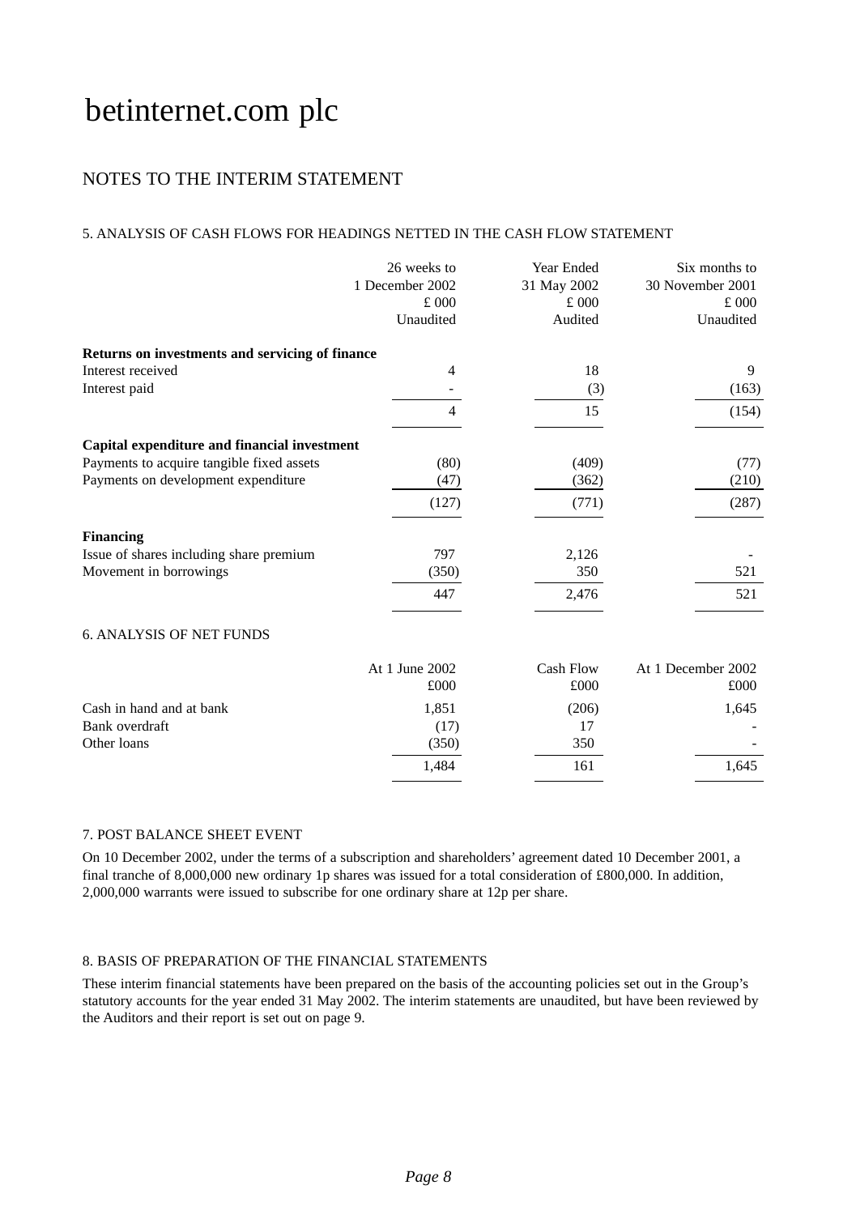# betinternet.com plc

## NOTES TO THE INTERIM STATEMENT

### 5. ANALYSIS OF CASH FLOWS FOR HEADINGS NETTED IN THE CASH FLOW STATEMENT

| | 26 weeks to 1 December 2002 £ 000 Unaudited | Year Ended 31 May 2002 £ 000 Audited | Six months to 30 November 2001 £ 000 Unaudited |
|---|---|---|---|
| **Returns on investments and servicing of finance** | | | |
| Interest received | 4 | 18 | 9 |
| Interest paid | - | (3) | (163) |
| | 4 | 15 | (154) |
| **Capital expenditure and financial investment** | | | |
| Payments to acquire tangible fixed assets | (80) | (409) | (77) |
| Payments on development expenditure | (47) | (362) | (210) |
| | (127) | (771) | (287) |
| **Financing** | | | |
| Issue of shares including share premium | 797 | 2,126 | - |
| Movement in borrowings | (350) | 350 | 521 |
| | 447 | 2,476 | 521 |

### 6. ANALYSIS OF NET FUNDS

| | At 1 June 2002 £000 | Cash Flow £000 | At 1 December 2002 £000 |
|---|---|---|---|
| Cash in hand and at bank | 1,851 | (206) | 1,645 |
| Bank overdraft | (17) | 17 | - |
| Other loans | (350) | 350 | - |
| | 1,484 | 161 | 1,645 |

### 7. POST BALANCE SHEET EVENT

On 10 December 2002, under the terms of a subscription and shareholders' agreement dated 10 December 2001, a final tranche of 8,000,000 new ordinary 1p shares was issued for a total consideration of £800,000. In addition, 2,000,000 warrants were issued to subscribe for one ordinary share at 12p per share.

### 8. BASIS OF PREPARATION OF THE FINANCIAL STATEMENTS

These interim financial statements have been prepared on the basis of the accounting policies set out in the Group's statutory accounts for the year ended 31 May 2002. The interim statements are unaudited, but have been reviewed by the Auditors and their report is set out on page 9.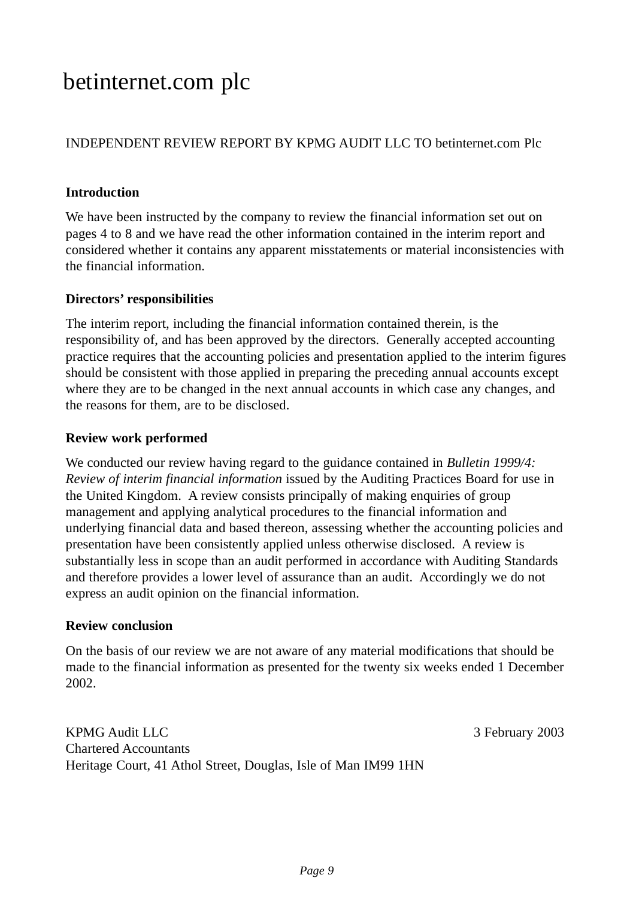# betinternet.com plc

INDEPENDENT REVIEW REPORT BY KPMG AUDIT LLC TO betinternet.com Plc

**Introduction**

We have been instructed by the company to review the financial information set out on pages 4 to 8 and we have read the other information contained in the interim report and considered whether it contains any apparent misstatements or material inconsistencies with the financial information.

**Directors' responsibilities**

The interim report, including the financial information contained therein, is the responsibility of, and has been approved by the directors. Generally accepted accounting practice requires that the accounting policies and presentation applied to the interim figures should be consistent with those applied in preparing the preceding annual accounts except where they are to be changed in the next annual accounts in which case any changes, and the reasons for them, are to be disclosed.

**Review work performed**

We conducted our review having regard to the guidance contained in *Bulletin 1999/4: Review of interim financial information* issued by the Auditing Practices Board for use in the United Kingdom. A review consists principally of making enquiries of group management and applying analytical procedures to the financial information and underlying financial data and based thereon, assessing whether the accounting policies and presentation have been consistently applied unless otherwise disclosed. A review is substantially less in scope than an audit performed in accordance with Auditing Standards and therefore provides a lower level of assurance than an audit. Accordingly we do not express an audit opinion on the financial information.

**Review conclusion**

On the basis of our review we are not aware of any material modifications that should be made to the financial information as presented for the twenty six weeks ended 1 December 2002.

KPMG Audit LLC
Chartered Accountants
Heritage Court, 41 Athol Street, Douglas, Isle of Man IM99 1HN

3 February 2003